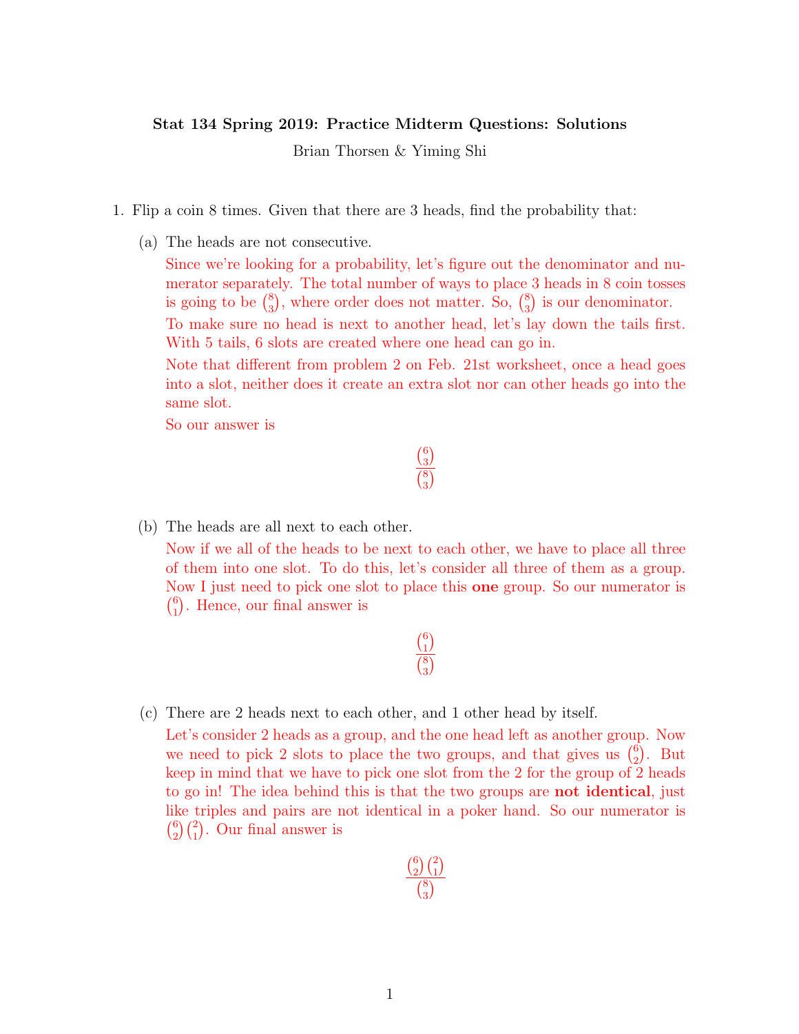# Stat 134 Spring 2019: Practice Midterm Questions: Solutions

Brian Thorsen & Yiming Shi

1. Flip a coin 8 times. Given that there are 3 heads, find the probability that:

   (a) The heads are not consecutive.

   Since we're looking for a probability, let's figure out the denominator and numerator separately. The total number of ways to place 3 heads in 8 coin tosses is going to be $\binom{8}{3}$, where order does not matter. So, $\binom{8}{3}$ is our denominator.

   To make sure no head is next to another head, let's lay down the tails first. With 5 tails, 6 slots are created where one head can go in.

   Note that different from problem 2 on Feb. 21st worksheet, once a head goes into a slot, neither does it create an extra slot nor can other heads go into the same slot.

   So our answer is

   $$\frac{\binom{6}{3}}{\binom{8}{3}}$$

   (b) The heads are all next to each other.

   Now if we all of the heads to be next to each other, we have to place all three of them into one slot. To do this, let's consider all three of them as a group. Now I just need to pick one slot to place this **one** group. So our numerator is $\binom{6}{1}$. Hence, our final answer is

   $$\frac{\binom{6}{1}}{\binom{8}{3}}$$

   (c) There are 2 heads next to each other, and 1 other head by itself.

   Let's consider 2 heads as a group, and the one head left as another group. Now we need to pick 2 slots to place the two groups, and that gives us $\binom{6}{2}$. But keep in mind that we have to pick one slot from the 2 for the group of 2 heads to go in! The idea behind this is that the two groups are **not identical**, just like triples and pairs are not identical in a poker hand. So our numerator is $\binom{6}{2}\binom{2}{1}$. Our final answer is

   $$\frac{\binom{6}{2}\binom{2}{1}}{\binom{8}{3}}$$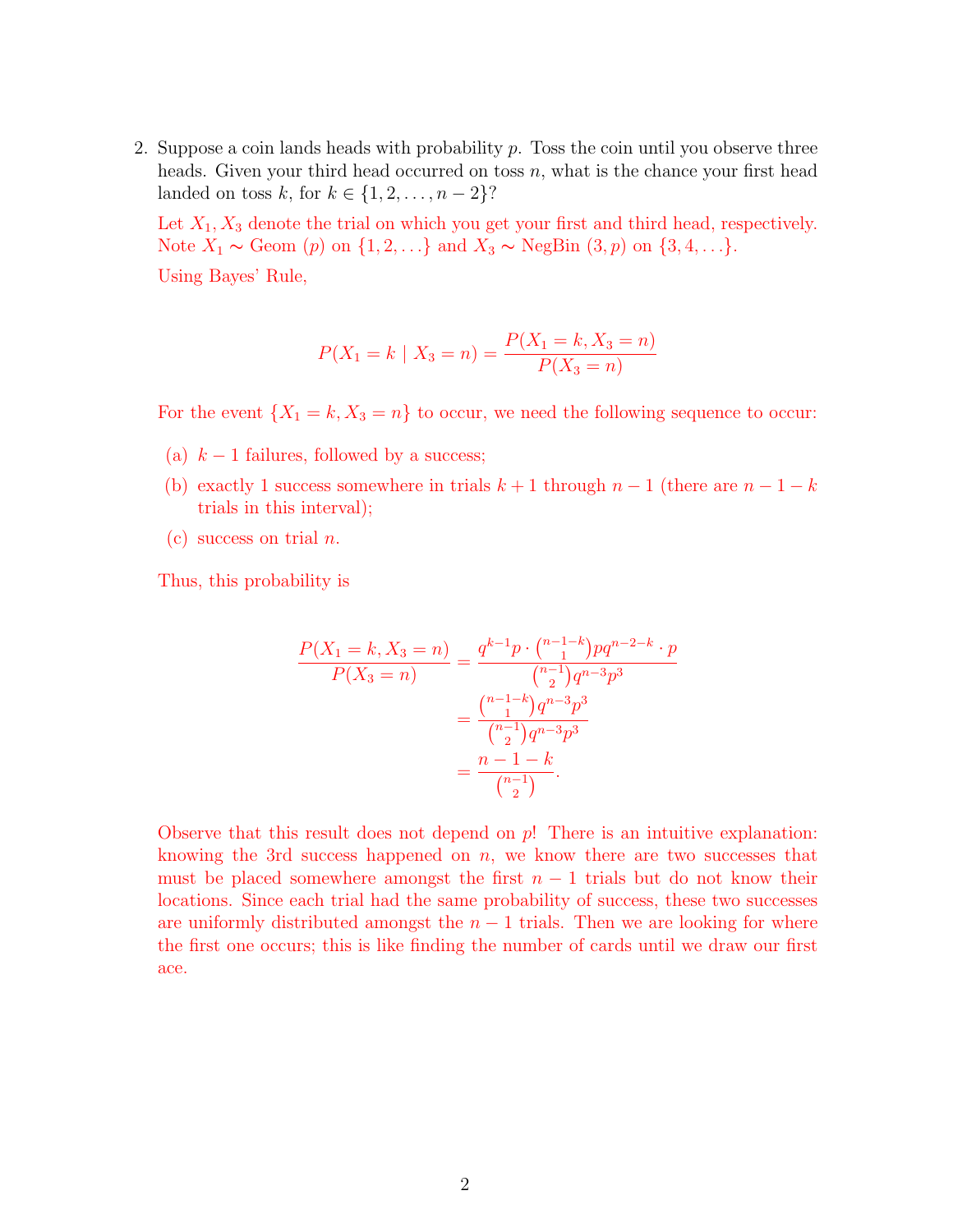2. Suppose a coin lands heads with probability $p$. Toss the coin until you observe three heads. Given your third head occurred on toss $n$, what is the chance your first head landed on toss $k$, for $k \in \{1, 2, \ldots, n-2\}$?

   Let $X_1, X_3$ denote the trial on which you get your first and third head, respectively. Note $X_1 \sim \text{Geom}(p)$ on $\{1, 2, \ldots\}$ and $X_3 \sim \text{NegBin}(3, p)$ on $\{3, 4, \ldots\}$.

   Using Bayes' Rule,

$$P(X_1 = k \mid X_3 = n) = \frac{P(X_1 = k, X_3 = n)}{P(X_3 = n)}$$

   For the event $\{X_1 = k, X_3 = n\}$ to occur, we need the following sequence to occur:

   (a) $k-1$ failures, followed by a success;

   (b) exactly 1 success somewhere in trials $k+1$ through $n-1$ (there are $n-1-k$ trials in this interval);

   (c) success on trial $n$.

   Thus, this probability is

$$\begin{aligned}
\frac{P(X_1 = k, X_3 = n)}{P(X_3 = n)} &= \frac{q^{k-1}p \cdot \binom{n-1-k}{1} p q^{n-2-k} \cdot p}{\binom{n-1}{2} q^{n-3} p^3} \\
&= \frac{\binom{n-1-k}{1} q^{n-3} p^3}{\binom{n-1}{2} q^{n-3} p^3} \\
&= \frac{n-1-k}{\binom{n-1}{2}}.
\end{aligned}$$

   Observe that this result does not depend on $p$! There is an intuitive explanation: knowing the 3rd success happened on $n$, we know there are two successes that must be placed somewhere amongst the first $n-1$ trials but do not know their locations. Since each trial had the same probability of success, these two successes are uniformly distributed amongst the $n-1$ trials. Then we are looking for where the first one occurs; this is like finding the number of cards until we draw our first ace.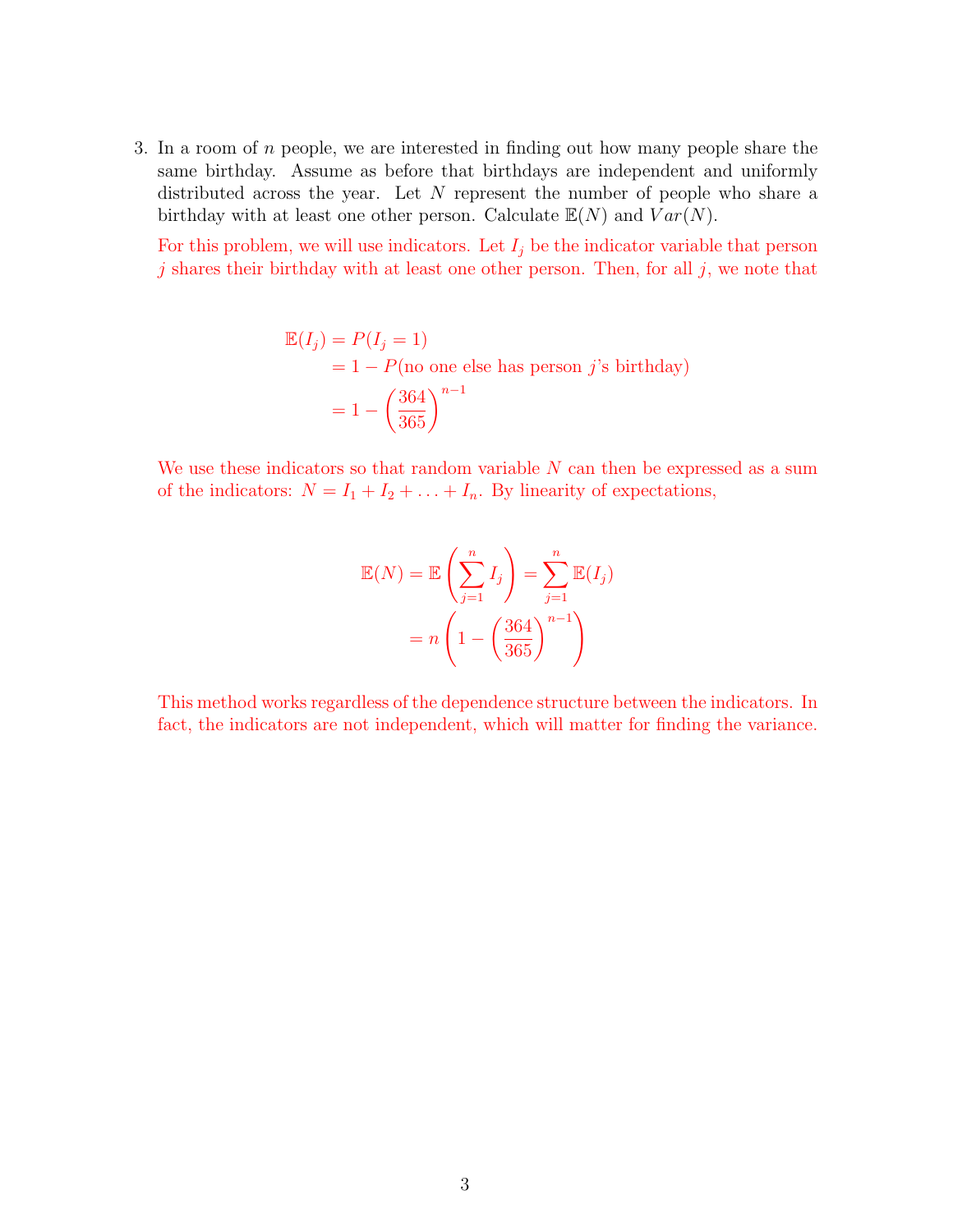3. In a room of $n$ people, we are interested in finding out how many people share the same birthday. Assume as before that birthdays are independent and uniformly distributed across the year. Let $N$ represent the number of people who share a birthday with at least one other person. Calculate $\mathbb{E}(N)$ and $Var(N)$.

   For this problem, we will use indicators. Let $I_j$ be the indicator variable that person $j$ shares their birthday with at least one other person. Then, for all $j$, we note that

$$
\begin{aligned}
\mathbb{E}(I_j) &= P(I_j = 1) \\
&= 1 - P(\text{no one else has person } j\text{'s birthday}) \\
&= 1 - \left(\frac{364}{365}\right)^{n-1}
\end{aligned}
$$

   We use these indicators so that random variable $N$ can then be expressed as a sum of the indicators: $N = I_1 + I_2 + \ldots + I_n$. By linearity of expectations,

$$
\begin{aligned}
\mathbb{E}(N) = \mathbb{E}\left(\sum_{j=1}^{n} I_j\right) &= \sum_{j=1}^{n} \mathbb{E}(I_j) \\
&= n\left(1 - \left(\frac{364}{365}\right)^{n-1}\right)
\end{aligned}
$$

   This method works regardless of the dependence structure between the indicators. In fact, the indicators are not independent, which will matter for finding the variance.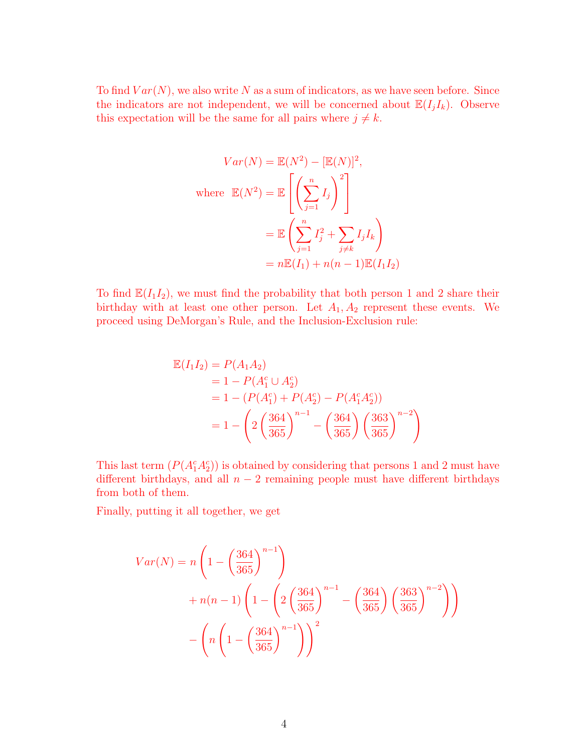To find $Var(N)$, we also write $N$ as a sum of indicators, as we have seen before. Since the indicators are not independent, we will be concerned about $\mathbb{E}(I_j I_k)$. Observe this expectation will be the same for all pairs where $j \neq k$.

$$
\begin{aligned}
Var(N) &= \mathbb{E}(N^2) - [\mathbb{E}(N)]^2, \\
\text{where } \ \mathbb{E}(N^2) &= \mathbb{E}\left[\left(\sum_{j=1}^{n} I_j\right)^2\right] \\
&= \mathbb{E}\left(\sum_{j=1}^{n} I_j^2 + \sum_{j \neq k} I_j I_k\right) \\
&= n\mathbb{E}(I_1) + n(n-1)\mathbb{E}(I_1 I_2)
\end{aligned}
$$

To find $\mathbb{E}(I_1 I_2)$, we must find the probability that both person 1 and 2 share their birthday with at least one other person. Let $A_1, A_2$ represent these events. We proceed using DeMorgan's Rule, and the Inclusion-Exclusion rule:

$$
\begin{aligned}
\mathbb{E}(I_1 I_2) &= P(A_1 A_2) \\
&= 1 - P(A_1^c \cup A_2^c) \\
&= 1 - (P(A_1^c) + P(A_2^c) - P(A_1^c A_2^c)) \\
&= 1 - \left(2\left(\frac{364}{365}\right)^{n-1} - \left(\frac{364}{365}\right)\left(\frac{363}{365}\right)^{n-2}\right)
\end{aligned}
$$

This last term ($P(A_1^c A_2^c)$) is obtained by considering that persons 1 and 2 must have different birthdays, and all $n-2$ remaining people must have different birthdays from both of them.

Finally, putting it all together, we get

$$
\begin{aligned}
Var(N) = n&\left(1 - \left(\frac{364}{365}\right)^{n-1}\right) \\
&+ n(n-1)\left(1 - \left(2\left(\frac{364}{365}\right)^{n-1} - \left(\frac{364}{365}\right)\left(\frac{363}{365}\right)^{n-2}\right)\right) \\
&- \left(n\left(1 - \left(\frac{364}{365}\right)^{n-1}\right)\right)^2
\end{aligned}
$$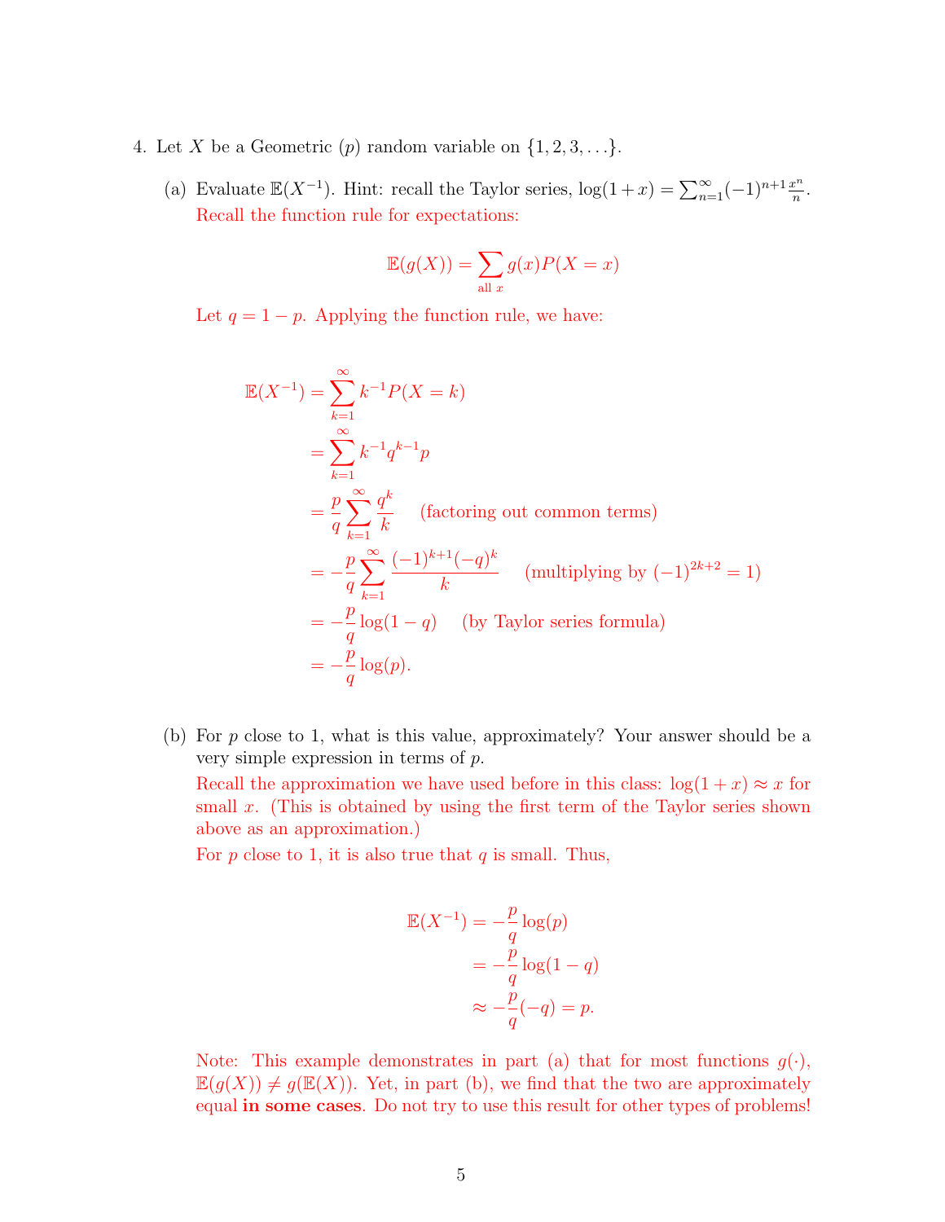4. Let $X$ be a Geometric ($p$) random variable on $\{1, 2, 3, \ldots\}$.

   (a) Evaluate $\mathbb{E}(X^{-1})$. Hint: recall the Taylor series, $\log(1+x) = \sum_{n=1}^{\infty}(-1)^{n+1}\frac{x^n}{n}$.

   Recall the function rule for expectations:

   $$\mathbb{E}(g(X)) = \sum_{\text{all } x} g(x)P(X = x)$$

   Let $q = 1 - p$. Applying the function rule, we have:

   $$\begin{aligned}
   \mathbb{E}(X^{-1}) &= \sum_{k=1}^{\infty} k^{-1}P(X = k) \\
   &= \sum_{k=1}^{\infty} k^{-1}q^{k-1}p \\
   &= \frac{p}{q}\sum_{k=1}^{\infty}\frac{q^k}{k} \quad \text{(factoring out common terms)} \\
   &= -\frac{p}{q}\sum_{k=1}^{\infty}\frac{(-1)^{k+1}(-q)^k}{k} \quad \text{(multiplying by } (-1)^{2k+2} = 1\text{)} \\
   &= -\frac{p}{q}\log(1-q) \quad \text{(by Taylor series formula)} \\
   &= -\frac{p}{q}\log(p).
   \end{aligned}$$

   (b) For $p$ close to 1, what is this value, approximately? Your answer should be a very simple expression in terms of $p$.

   Recall the approximation we have used before in this class: $\log(1+x) \approx x$ for small $x$. (This is obtained by using the first term of the Taylor series shown above as an approximation.)

   For $p$ close to 1, it is also true that $q$ is small. Thus,

   $$\begin{aligned}
   \mathbb{E}(X^{-1}) &= -\frac{p}{q}\log(p) \\
   &= -\frac{p}{q}\log(1-q) \\
   &\approx -\frac{p}{q}(-q) = p.
   \end{aligned}$$

   Note: This example demonstrates in part (a) that for most functions $g(\cdot)$, $\mathbb{E}(g(X)) \neq g(\mathbb{E}(X))$. Yet, in part (b), we find that the two are approximately equal **in some cases**. Do not try to use this result for other types of problems!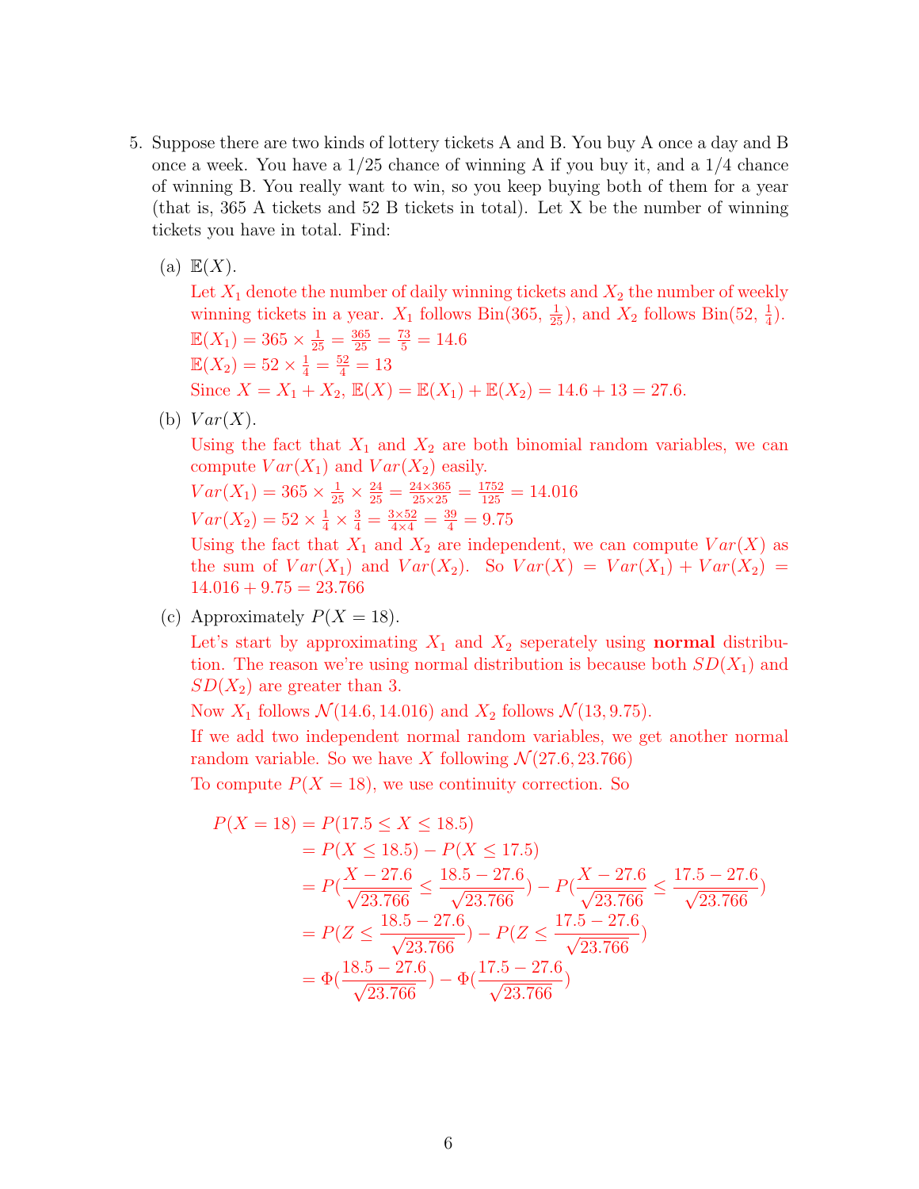5. Suppose there are two kinds of lottery tickets A and B. You buy A once a day and B once a week. You have a 1/25 chance of winning A if you buy it, and a 1/4 chance of winning B. You really want to win, so you keep buying both of them for a year (that is, 365 A tickets and 52 B tickets in total). Let X be the number of winning tickets you have in total. Find:

   (a) $\mathbb{E}(X)$.

   Let $X_1$ denote the number of daily winning tickets and $X_2$ the number of weekly winning tickets in a year. $X_1$ follows Bin(365, $\frac{1}{25}$), and $X_2$ follows Bin(52, $\frac{1}{4}$).
   $\mathbb{E}(X_1) = 365 \times \frac{1}{25} = \frac{365}{25} = \frac{73}{5} = 14.6$
   $\mathbb{E}(X_2) = 52 \times \frac{1}{4} = \frac{52}{4} = 13$
   Since $X = X_1 + X_2$, $\mathbb{E}(X) = \mathbb{E}(X_1) + \mathbb{E}(X_2) = 14.6 + 13 = 27.6$.

   (b) $Var(X)$.

   Using the fact that $X_1$ and $X_2$ are both binomial random variables, we can compute $Var(X_1)$ and $Var(X_2)$ easily.
   $Var(X_1) = 365 \times \frac{1}{25} \times \frac{24}{25} = \frac{24 \times 365}{25 \times 25} = \frac{1752}{125} = 14.016$
   $Var(X_2) = 52 \times \frac{1}{4} \times \frac{3}{4} = \frac{3 \times 52}{4 \times 4} = \frac{39}{4} = 9.75$
   Using the fact that $X_1$ and $X_2$ are independent, we can compute $Var(X)$ as the sum of $Var(X_1)$ and $Var(X_2)$. So $Var(X) = Var(X_1) + Var(X_2) = 14.016 + 9.75 = 23.766$

   (c) Approximately $P(X = 18)$.

   Let's start by approximating $X_1$ and $X_2$ seperately using **normal** distribution. The reason we're using normal distribution is because both $SD(X_1)$ and $SD(X_2)$ are greater than 3.

   Now $X_1$ follows $\mathcal{N}(14.6, 14.016)$ and $X_2$ follows $\mathcal{N}(13, 9.75)$.

   If we add two independent normal random variables, we get another normal random variable. So we have $X$ following $\mathcal{N}(27.6, 23.766)$

   To compute $P(X = 18)$, we use continuity correction. So

$$
\begin{aligned}
P(X = 18) &= P(17.5 \leq X \leq 18.5) \\
&= P(X \leq 18.5) - P(X \leq 17.5) \\
&= P\left(\frac{X - 27.6}{\sqrt{23.766}} \leq \frac{18.5 - 27.6}{\sqrt{23.766}}\right) - P\left(\frac{X - 27.6}{\sqrt{23.766}} \leq \frac{17.5 - 27.6}{\sqrt{23.766}}\right) \\
&= P\left(Z \leq \frac{18.5 - 27.6}{\sqrt{23.766}}\right) - P\left(Z \leq \frac{17.5 - 27.6}{\sqrt{23.766}}\right) \\
&= \Phi\left(\frac{18.5 - 27.6}{\sqrt{23.766}}\right) - \Phi\left(\frac{17.5 - 27.6}{\sqrt{23.766}}\right)
\end{aligned}
$$